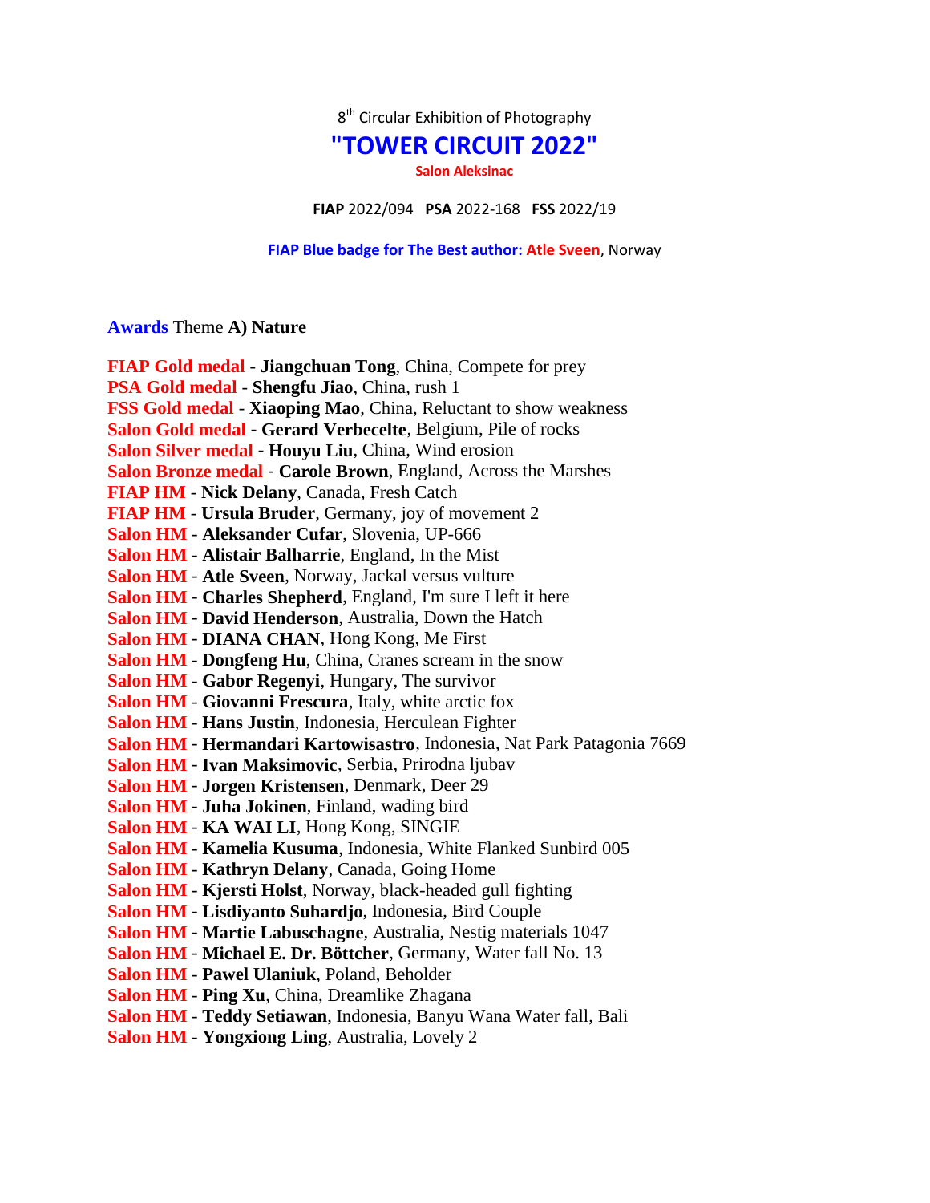8th Circular Exhibition of Photography

# "TOWER CIRCUIT 2022"

**Salon Aleksinac**

**FIAP** 2022/094 **PSA** 2022-168 **FSS** 2022/19

**FIAP Blue badge for The Best author: Atle Sveen**, Norway

**Awards** Theme **A) Nature**

**FIAP Gold medal** - **Jiangchuan Tong**, China, Compete for prey
**PSA Gold medal** - **Shengfu Jiao**, China, rush 1
**FSS Gold medal** - **Xiaoping Mao**, China, Reluctant to show weakness
**Salon Gold medal** - **Gerard Verbecelte**, Belgium, Pile of rocks
**Salon Silver medal** - **Houyu Liu**, China, Wind erosion
**Salon Bronze medal** - **Carole Brown**, England, Across the Marshes
**FIAP HM** - **Nick Delany**, Canada, Fresh Catch
**FIAP HM** - **Ursula Bruder**, Germany, joy of movement 2
**Salon HM** - **Aleksander Cufar**, Slovenia, UP-666
**Salon HM** - **Alistair Balharrie**, England, In the Mist
**Salon HM** - **Atle Sveen**, Norway, Jackal versus vulture
**Salon HM** - **Charles Shepherd**, England, I'm sure I left it here
**Salon HM** - **David Henderson**, Australia, Down the Hatch
**Salon HM** - **DIANA CHAN**, Hong Kong, Me First
**Salon HM** - **Dongfeng Hu**, China, Cranes scream in the snow
**Salon HM** - **Gabor Regenyi**, Hungary, The survivor
**Salon HM** - **Giovanni Frescura**, Italy, white arctic fox
**Salon HM** - **Hans Justin**, Indonesia, Herculean Fighter
**Salon HM** - **Hermandari Kartowisastro**, Indonesia, Nat Park Patagonia 7669
**Salon HM** - **Ivan Maksimovic**, Serbia, Prirodna ljubav
**Salon HM** - **Jorgen Kristensen**, Denmark, Deer 29
**Salon HM** - **Juha Jokinen**, Finland, wading bird
**Salon HM** - **KA WAI LI**, Hong Kong, SINGIE
**Salon HM** - **Kamelia Kusuma**, Indonesia, White Flanked Sunbird 005
**Salon HM** - **Kathryn Delany**, Canada, Going Home
**Salon HM** - **Kjersti Holst**, Norway, black-headed gull fighting
**Salon HM** - **Lisdiyanto Suhardjo**, Indonesia, Bird Couple
**Salon HM** - **Martie Labuschagne**, Australia, Nestig materials 1047
**Salon HM** - **Michael E. Dr. Böttcher**, Germany, Water fall No. 13
**Salon HM** - **Pawel Ulaniuk**, Poland, Beholder
**Salon HM** - **Ping Xu**, China, Dreamlike Zhagana
**Salon HM** - **Teddy Setiawan**, Indonesia, Banyu Wana Water fall, Bali
**Salon HM** - **Yongxiong Ling**, Australia, Lovely 2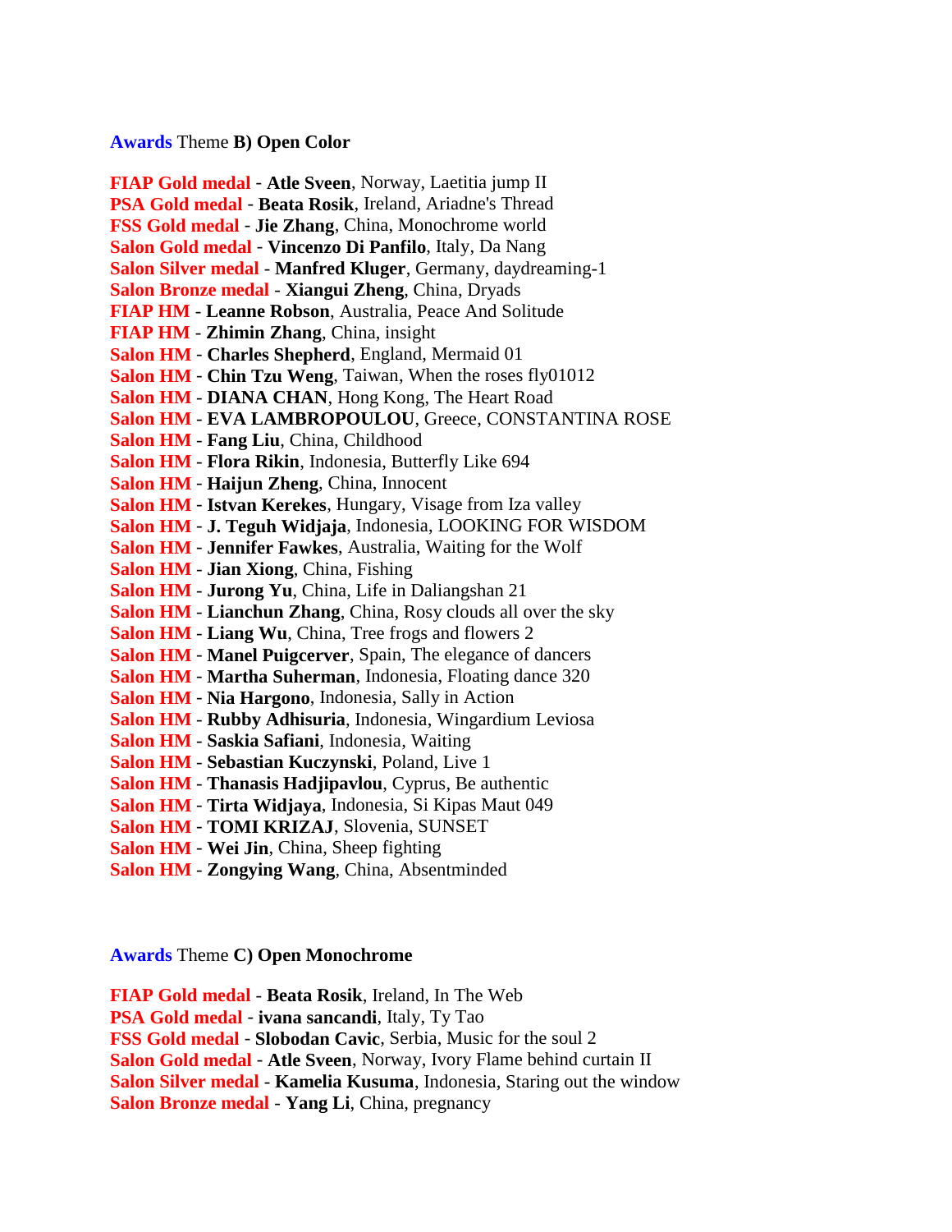**Awards** Theme **B) Open Color**

**FIAP Gold medal** - **Atle Sveen**, Norway, Laetitia jump II
**PSA Gold medal** - **Beata Rosik**, Ireland, Ariadne's Thread
**FSS Gold medal** - **Jie Zhang**, China, Monochrome world
**Salon Gold medal** - **Vincenzo Di Panfilo**, Italy, Da Nang
**Salon Silver medal** - **Manfred Kluger**, Germany, daydreaming-1
**Salon Bronze medal** - **Xiangui Zheng**, China, Dryads
**FIAP HM** - **Leanne Robson**, Australia, Peace And Solitude
**FIAP HM** - **Zhimin Zhang**, China, insight
**Salon HM** - **Charles Shepherd**, England, Mermaid 01
**Salon HM** - **Chin Tzu Weng**, Taiwan, When the roses fly01012
**Salon HM** - **DIANA CHAN**, Hong Kong, The Heart Road
**Salon HM** - **EVA LAMBROPOULOU**, Greece, CONSTANTINA ROSE
**Salon HM** - **Fang Liu**, China, Childhood
**Salon HM** - **Flora Rikin**, Indonesia, Butterfly Like 694
**Salon HM** - **Haijun Zheng**, China, Innocent
**Salon HM** - **Istvan Kerekes**, Hungary, Visage from Iza valley
**Salon HM** - **J. Teguh Widjaja**, Indonesia, LOOKING FOR WISDOM
**Salon HM** - **Jennifer Fawkes**, Australia, Waiting for the Wolf
**Salon HM** - **Jian Xiong**, China, Fishing
**Salon HM** - **Jurong Yu**, China, Life in Daliangshan 21
**Salon HM** - **Lianchun Zhang**, China, Rosy clouds all over the sky
**Salon HM** - **Liang Wu**, China, Tree frogs and flowers 2
**Salon HM** - **Manel Puigcerver**, Spain, The elegance of dancers
**Salon HM** - **Martha Suherman**, Indonesia, Floating dance 320
**Salon HM** - **Nia Hargono**, Indonesia, Sally in Action
**Salon HM** - **Rubby Adhisuria**, Indonesia, Wingardium Leviosa
**Salon HM** - **Saskia Safiani**, Indonesia, Waiting
**Salon HM** - **Sebastian Kuczynski**, Poland, Live 1
**Salon HM** - **Thanasis Hadjipavlou**, Cyprus, Be authentic
**Salon HM** - **Tirta Widjaya**, Indonesia, Si Kipas Maut 049
**Salon HM** - **TOMI KRIZAJ**, Slovenia, SUNSET
**Salon HM** - **Wei Jin**, China, Sheep fighting
**Salon HM** - **Zongying Wang**, China, Absentminded

**Awards** Theme **C) Open Monochrome**

**FIAP Gold medal** - **Beata Rosik**, Ireland, In The Web
**PSA Gold medal** - **ivana sancandi**, Italy, Ty Tao
**FSS Gold medal** - **Slobodan Cavic**, Serbia, Music for the soul 2
**Salon Gold medal** - **Atle Sveen**, Norway, Ivory Flame behind curtain II
**Salon Silver medal** - **Kamelia Kusuma**, Indonesia, Staring out the window
**Salon Bronze medal** - **Yang Li**, China, pregnancy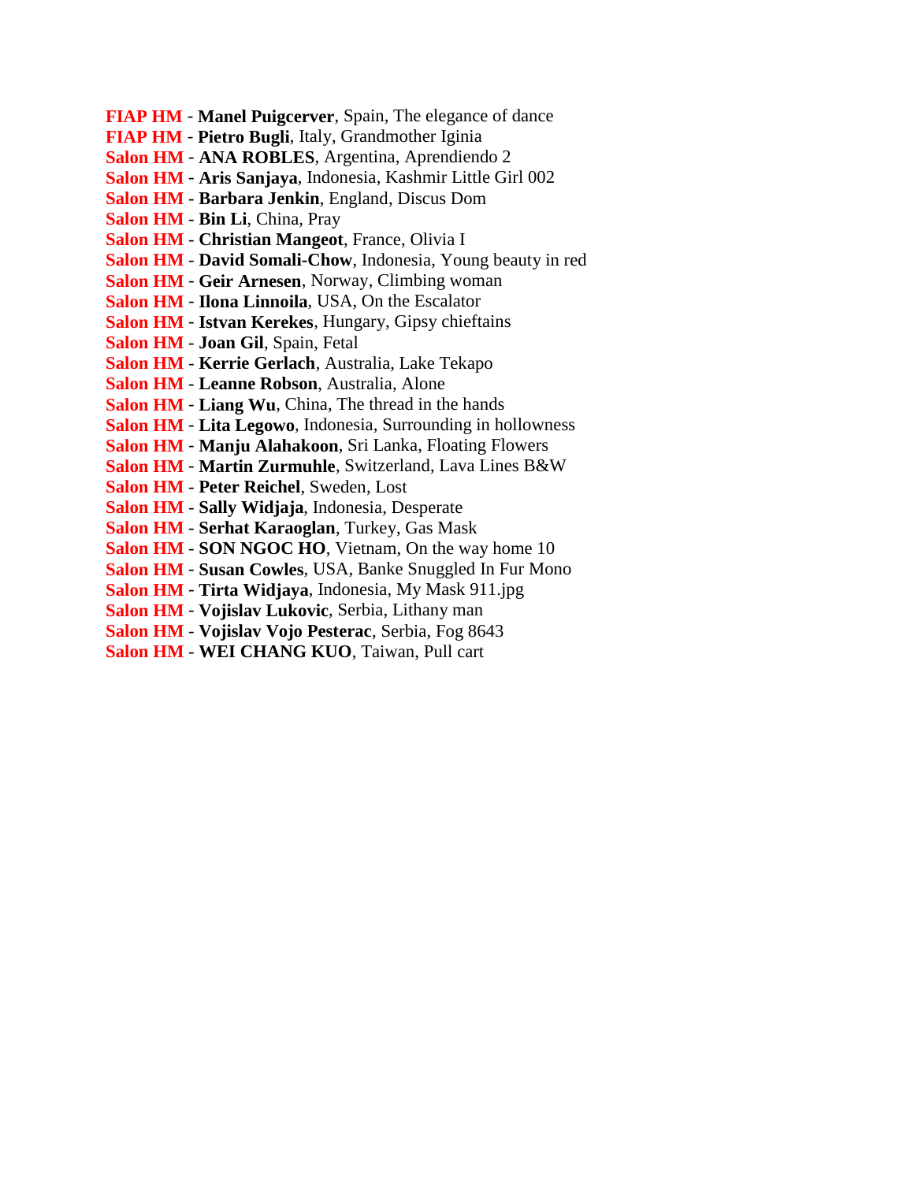**FIAP HM** - **Manel Puigcerver**, Spain, The elegance of dance
**FIAP HM** - **Pietro Bugli**, Italy, Grandmother Iginia
**Salon HM** - **ANA ROBLES**, Argentina, Aprendiendo 2
**Salon HM** - **Aris Sanjaya**, Indonesia, Kashmir Little Girl 002
**Salon HM** - **Barbara Jenkin**, England, Discus Dom
**Salon HM** - **Bin Li**, China, Pray
**Salon HM** - **Christian Mangeot**, France, Olivia I
**Salon HM** - **David Somali-Chow**, Indonesia, Young beauty in red
**Salon HM** - **Geir Arnesen**, Norway, Climbing woman
**Salon HM** - **Ilona Linnoila**, USA, On the Escalator
**Salon HM** - **Istvan Kerekes**, Hungary, Gipsy chieftains
**Salon HM** - **Joan Gil**, Spain, Fetal
**Salon HM** - **Kerrie Gerlach**, Australia, Lake Tekapo
**Salon HM** - **Leanne Robson**, Australia, Alone
**Salon HM** - **Liang Wu**, China, The thread in the hands
**Salon HM** - **Lita Legowo**, Indonesia, Surrounding in hollowness
**Salon HM** - **Manju Alahakoon**, Sri Lanka, Floating Flowers
**Salon HM** - **Martin Zurmuhle**, Switzerland, Lava Lines B&W
**Salon HM** - **Peter Reichel**, Sweden, Lost
**Salon HM** - **Sally Widjaja**, Indonesia, Desperate
**Salon HM** - **Serhat Karaoglan**, Turkey, Gas Mask
**Salon HM** - **SON NGOC HO**, Vietnam, On the way home 10
**Salon HM** - **Susan Cowles**, USA, Banke Snuggled In Fur Mono
**Salon HM** - **Tirta Widjaya**, Indonesia, My Mask 911.jpg
**Salon HM** - **Vojislav Lukovic**, Serbia, Lithany man
**Salon HM** - **Vojislav Vojo Pesterac**, Serbia, Fog 8643
**Salon HM** - **WEI CHANG KUO**, Taiwan, Pull cart